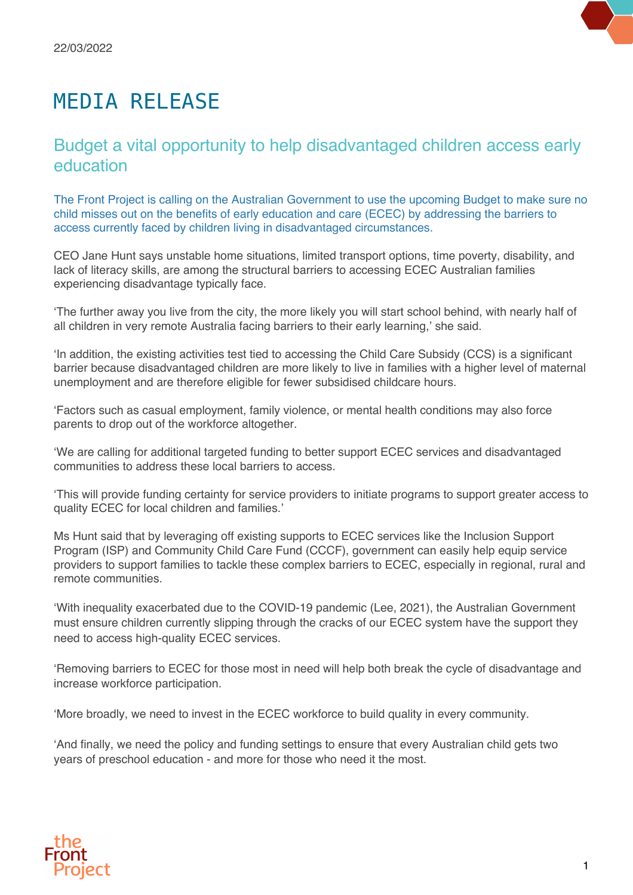22/03/2022

# MEDIA RELEASE

## Budget a vital opportunity to help disadvantaged children access early education

The Front Project is calling on the Australian Government to use the upcoming Budget to make sure no child misses out on the benefits of early education and care (ECEC) by addressing the barriers to access currently faced by children living in disadvantaged circumstances.

CEO Jane Hunt says unstable home situations, limited transport options, time poverty, disability, and lack of literacy skills, are among the structural barriers to accessing ECEC Australian families experiencing disadvantage typically face.

'The further away you live from the city, the more likely you will start school behind, with nearly half of all children in very remote Australia facing barriers to their early learning,' she said.

'In addition, the existing activities test tied to accessing the Child Care Subsidy (CCS) is a significant barrier because disadvantaged children are more likely to live in families with a higher level of maternal unemployment and are therefore eligible for fewer subsidised childcare hours.

'Factors such as casual employment, family violence, or mental health conditions may also force parents to drop out of the workforce altogether.

'We are calling for additional targeted funding to better support ECEC services and disadvantaged communities to address these local barriers to access.

'This will provide funding certainty for service providers to initiate programs to support greater access to quality ECEC for local children and families.'

Ms Hunt said that by leveraging off existing supports to ECEC services like the Inclusion Support Program (ISP) and Community Child Care Fund (CCCF), government can easily help equip service providers to support families to tackle these complex barriers to ECEC, especially in regional, rural and remote communities.

'With inequality exacerbated due to the COVID-19 pandemic (Lee, 2021), the Australian Government must ensure children currently slipping through the cracks of our ECEC system have the support they need to access high-quality ECEC services.

'Removing barriers to ECEC for those most in need will help both break the cycle of disadvantage and increase workforce participation.

'More broadly, we need to invest in the ECEC workforce to build quality in every community.

'And finally, we need the policy and funding settings to ensure that every Australian child gets two years of preschool education - and more for those who need it the most.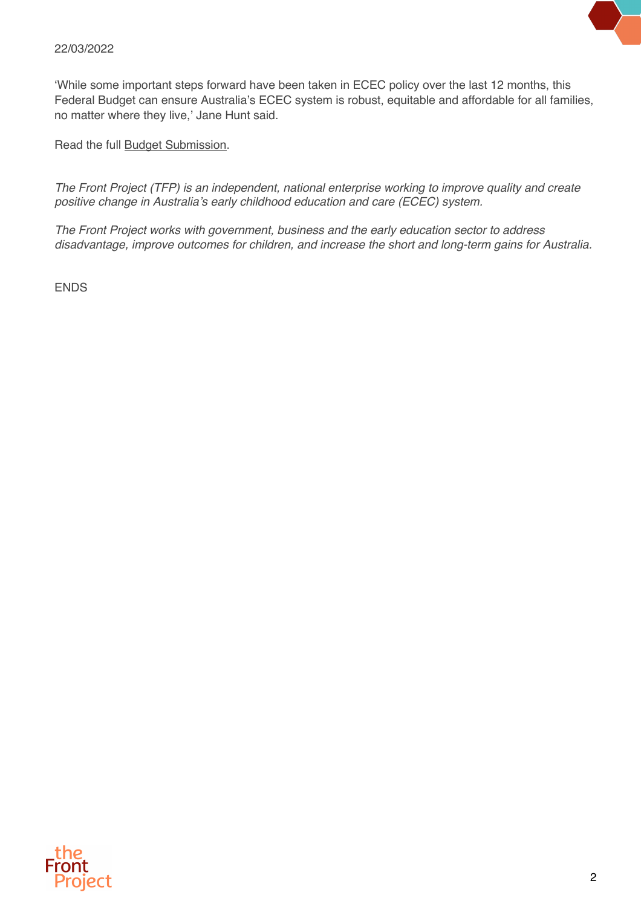22/03/2022

'While some important steps forward have been taken in ECEC policy over the last 12 months, this Federal Budget can ensure Australia's ECEC system is robust, equitable and affordable for all families, no matter where they live,' Jane Hunt said.

Read the full Budget Submission.

*The Front Project (TFP) is an independent, national enterprise working to improve quality and create positive change in Australia's early childhood education and care (ECEC) system.*

*The Front Project works with government, business and the early education sector to address disadvantage, improve outcomes for children, and increase the short and long-term gains for Australia.*

ENDS